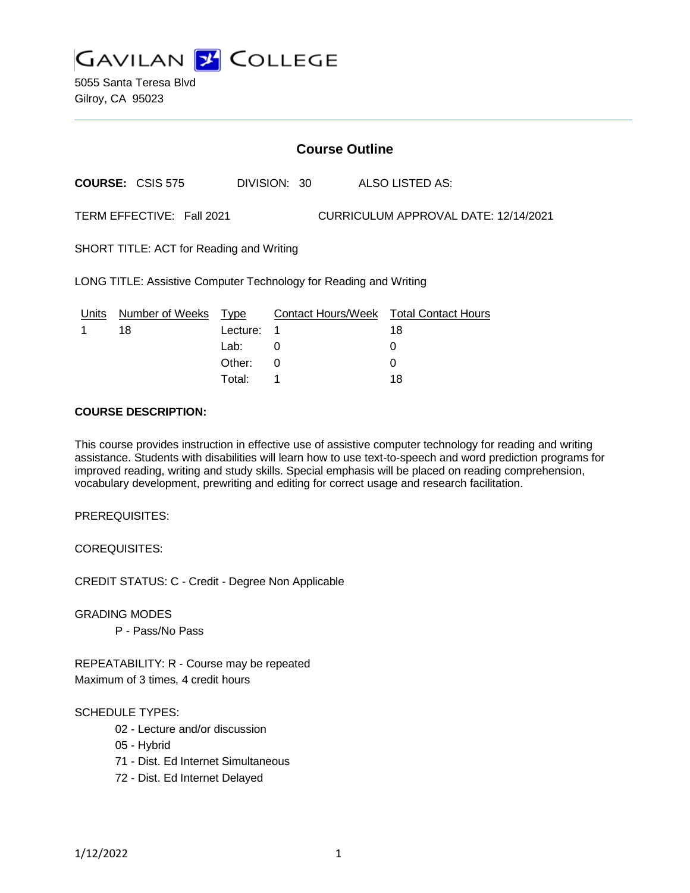# GAVILAN COLLEGE

5055 Santa Teresa Blvd
Gilroy, CA 95023

## Course Outline

**COURSE:** CSIS 575 DIVISION: 30 ALSO LISTED AS:

TERM EFFECTIVE: Fall 2021 CURRICULUM APPROVAL DATE: 12/14/2021

SHORT TITLE: ACT for Reading and Writing

LONG TITLE: Assistive Computer Technology for Reading and Writing

| Units | Number of Weeks | Type | Contact Hours/Week | Total Contact Hours |
|---|---|---|---|---|
| 1 | 18 | Lecture: | 1 | 18 |
| | | Lab: | 0 | 0 |
| | | Other: | 0 | 0 |
| | | Total: | 1 | 18 |

**COURSE DESCRIPTION:**

This course provides instruction in effective use of assistive computer technology for reading and writing assistance. Students with disabilities will learn how to use text-to-speech and word prediction programs for improved reading, writing and study skills. Special emphasis will be placed on reading comprehension, vocabulary development, prewriting and editing for correct usage and research facilitation.

PREREQUISITES:

COREQUISITES:

CREDIT STATUS: C - Credit - Degree Non Applicable

GRADING MODES

P - Pass/No Pass

REPEATABILITY: R - Course may be repeated
Maximum of 3 times, 4 credit hours

SCHEDULE TYPES:

02 - Lecture and/or discussion
05 - Hybrid
71 - Dist. Ed Internet Simultaneous
72 - Dist. Ed Internet Delayed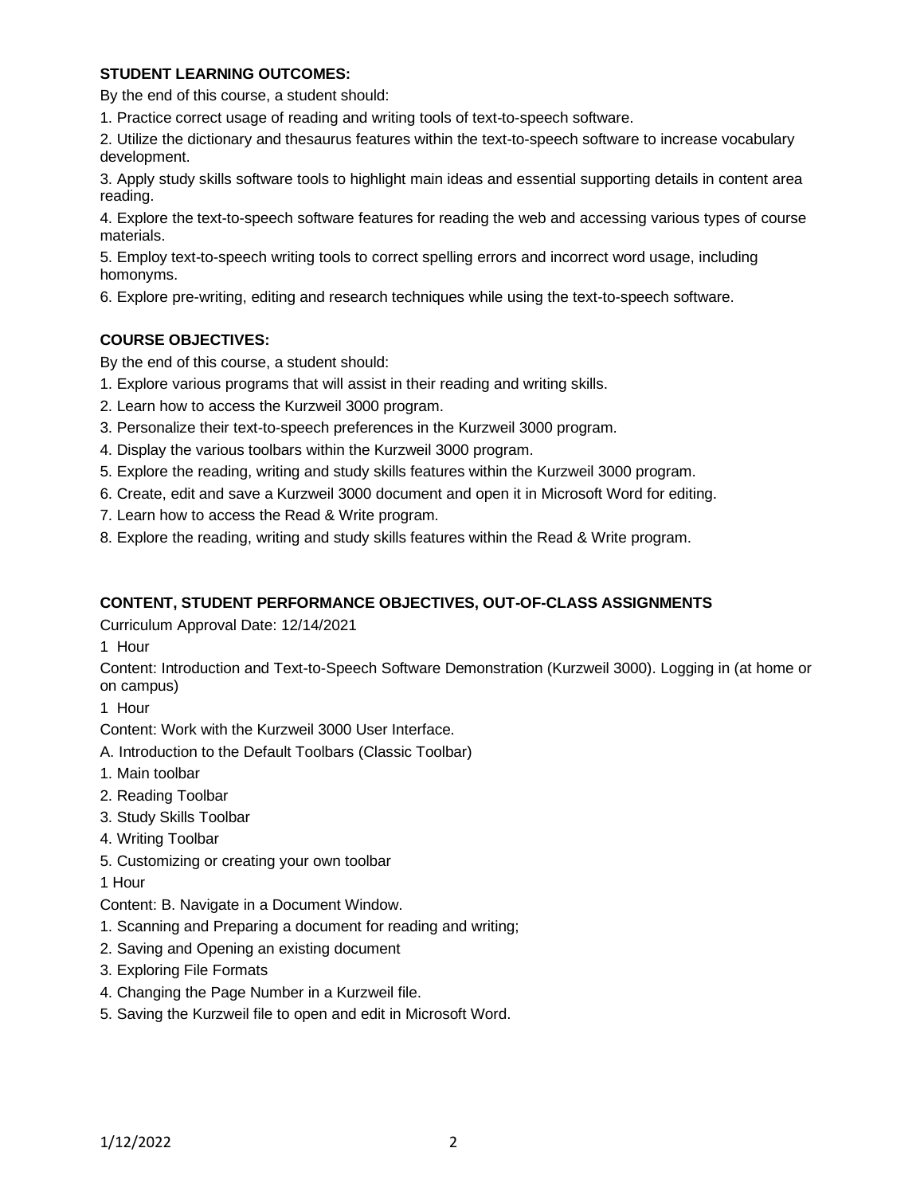**STUDENT LEARNING OUTCOMES:**

By the end of this course, a student should:

1. Practice correct usage of reading and writing tools of text-to-speech software.
2. Utilize the dictionary and thesaurus features within the text-to-speech software to increase vocabulary development.
3. Apply study skills software tools to highlight main ideas and essential supporting details in content area reading.
4. Explore the text-to-speech software features for reading the web and accessing various types of course materials.
5. Employ text-to-speech writing tools to correct spelling errors and incorrect word usage, including homonyms.
6. Explore pre-writing, editing and research techniques while using the text-to-speech software.

**COURSE OBJECTIVES:**

By the end of this course, a student should:

1. Explore various programs that will assist in their reading and writing skills.
2. Learn how to access the Kurzweil 3000 program.
3. Personalize their text-to-speech preferences in the Kurzweil 3000 program.
4. Display the various toolbars within the Kurzweil 3000 program.
5. Explore the reading, writing and study skills features within the Kurzweil 3000 program.
6. Create, edit and save a Kurzweil 3000 document and open it in Microsoft Word for editing.
7. Learn how to access the Read & Write program.
8. Explore the reading, writing and study skills features within the Read & Write program.

**CONTENT, STUDENT PERFORMANCE OBJECTIVES, OUT-OF-CLASS ASSIGNMENTS**

Curriculum Approval Date: 12/14/2021

1 Hour

Content: Introduction and Text-to-Speech Software Demonstration (Kurzweil 3000). Logging in (at home or on campus)

1 Hour

Content: Work with the Kurzweil 3000 User Interface.

A. Introduction to the Default Toolbars (Classic Toolbar)

1. Main toolbar
2. Reading Toolbar
3. Study Skills Toolbar
4. Writing Toolbar
5. Customizing or creating your own toolbar

1 Hour

Content: B. Navigate in a Document Window.

1. Scanning and Preparing a document for reading and writing;
2. Saving and Opening an existing document
3. Exploring File Formats
4. Changing the Page Number in a Kurzweil file.
5. Saving the Kurzweil file to open and edit in Microsoft Word.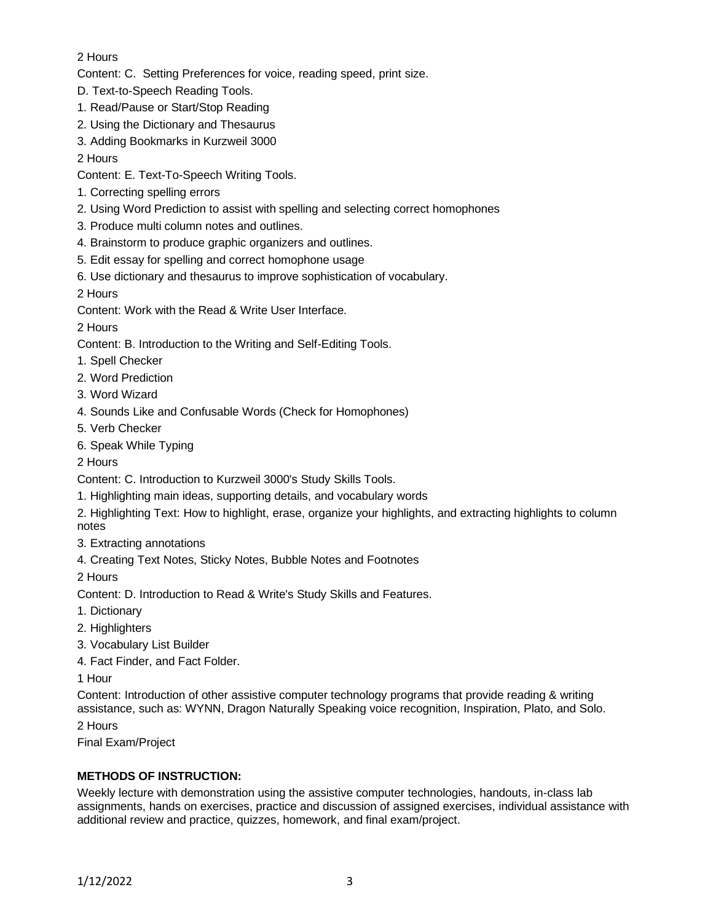2 Hours

Content: C. Setting Preferences for voice, reading speed, print size.

D. Text-to-Speech Reading Tools.

1. Read/Pause or Start/Stop Reading
2. Using the Dictionary and Thesaurus
3. Adding Bookmarks in Kurzweil 3000

2 Hours

Content: E. Text-To-Speech Writing Tools.

1. Correcting spelling errors
2. Using Word Prediction to assist with spelling and selecting correct homophones
3. Produce multi column notes and outlines.
4. Brainstorm to produce graphic organizers and outlines.
5. Edit essay for spelling and correct homophone usage
6. Use dictionary and thesaurus to improve sophistication of vocabulary.

2 Hours

Content: Work with the Read & Write User Interface.

2 Hours

Content: B. Introduction to the Writing and Self-Editing Tools.

1. Spell Checker
2. Word Prediction
3. Word Wizard
4. Sounds Like and Confusable Words (Check for Homophones)
5. Verb Checker
6. Speak While Typing

2 Hours

Content: C. Introduction to Kurzweil 3000's Study Skills Tools.

1. Highlighting main ideas, supporting details, and vocabulary words
2. Highlighting Text: How to highlight, erase, organize your highlights, and extracting highlights to column notes
3. Extracting annotations
4. Creating Text Notes, Sticky Notes, Bubble Notes and Footnotes

2 Hours

Content: D. Introduction to Read & Write's Study Skills and Features.

1. Dictionary
2. Highlighters
3. Vocabulary List Builder
4. Fact Finder, and Fact Folder.

1 Hour

Content: Introduction of other assistive computer technology programs that provide reading & writing assistance, such as: WYNN, Dragon Naturally Speaking voice recognition, Inspiration, Plato, and Solo.

2 Hours

Final Exam/Project

**METHODS OF INSTRUCTION:**

Weekly lecture with demonstration using the assistive computer technologies, handouts, in-class lab assignments, hands on exercises, practice and discussion of assigned exercises, individual assistance with additional review and practice, quizzes, homework, and final exam/project.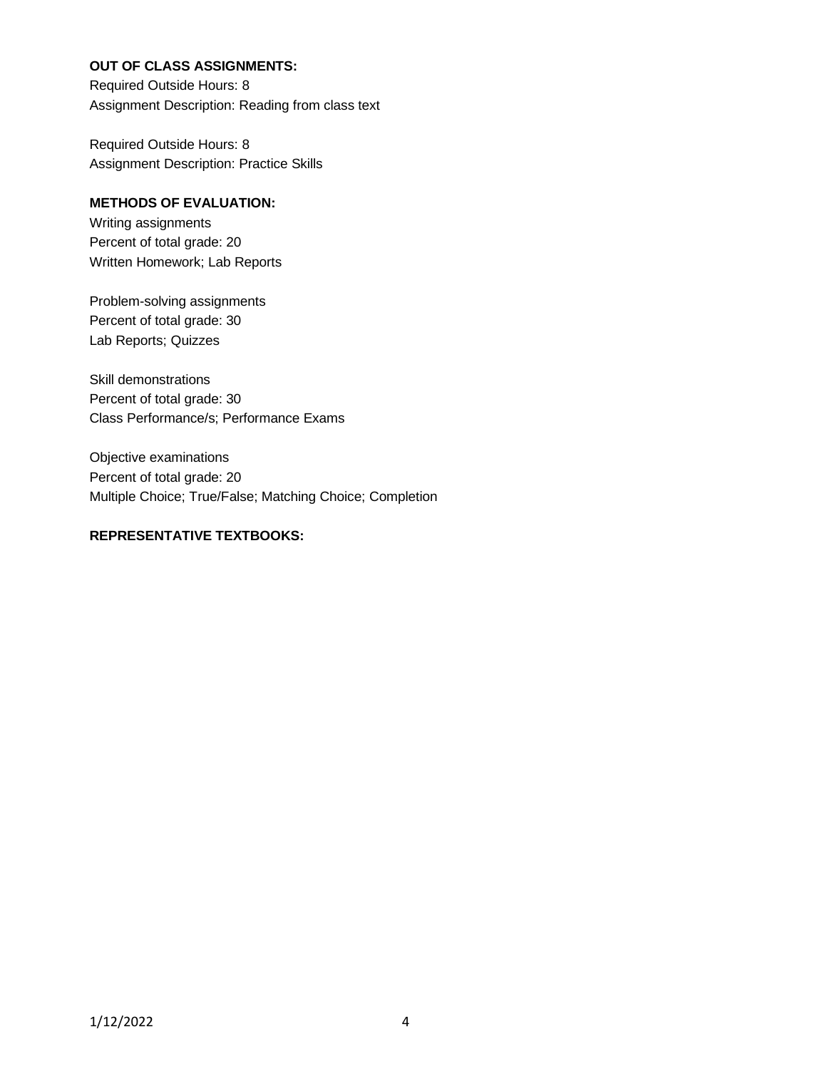**OUT OF CLASS ASSIGNMENTS:**

Required Outside Hours: 8
Assignment Description: Reading from class text

Required Outside Hours: 8
Assignment Description: Practice Skills

**METHODS OF EVALUATION:**

Writing assignments
Percent of total grade: 20
Written Homework; Lab Reports

Problem-solving assignments
Percent of total grade: 30
Lab Reports; Quizzes

Skill demonstrations
Percent of total grade: 30
Class Performance/s; Performance Exams

Objective examinations
Percent of total grade: 20
Multiple Choice; True/False; Matching Choice; Completion

**REPRESENTATIVE TEXTBOOKS:**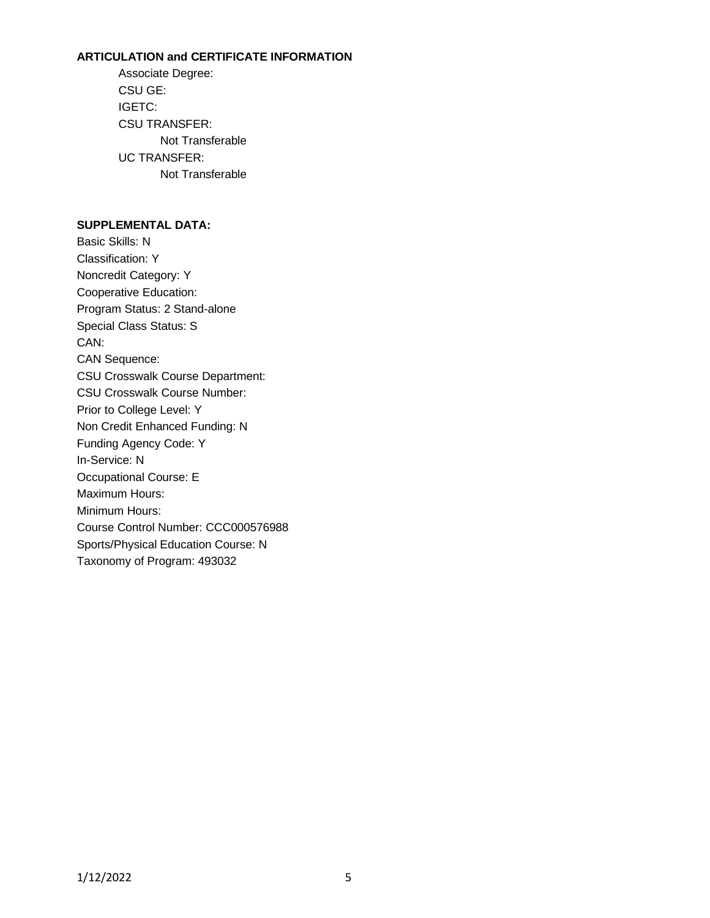**ARTICULATION and CERTIFICATE INFORMATION**

Associate Degree:

CSU GE:

IGETC:

CSU TRANSFER:

Not Transferable

UC TRANSFER:

Not Transferable

**SUPPLEMENTAL DATA:**

Basic Skills: N

Classification: Y

Noncredit Category: Y

Cooperative Education:

Program Status: 2 Stand-alone

Special Class Status: S

CAN:

CAN Sequence:

CSU Crosswalk Course Department:

CSU Crosswalk Course Number:

Prior to College Level: Y

Non Credit Enhanced Funding: N

Funding Agency Code: Y

In-Service: N

Occupational Course: E

Maximum Hours:

Minimum Hours:

Course Control Number: CCC000576988

Sports/Physical Education Course: N

Taxonomy of Program: 493032